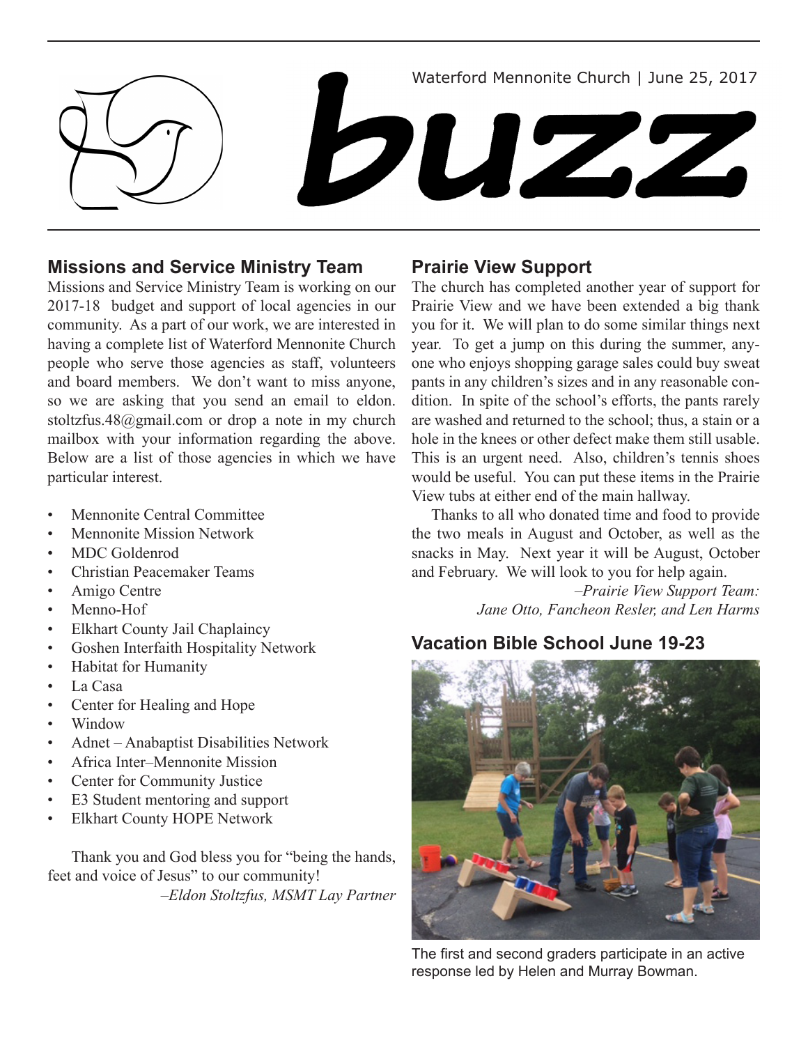Waterford Mennonite Church | June 25, 2017

# buzz

## Missions and Service Ministry Team

Missions and Service Ministry Team is working on our 2017-18 budget and support of local agencies in our community. As a part of our work, we are interested in having a complete list of Waterford Mennonite Church people who serve those agencies as staff, volunteers and board members. We don't want to miss anyone, so we are asking that you send an email to eldon.stoltzfus.48@gmail.com or drop a note in my church mailbox with your information regarding the above. Below are a list of those agencies in which we have particular interest.

- Mennonite Central Committee
- Mennonite Mission Network
- MDC Goldenrod
- Christian Peacemaker Teams
- Amigo Centre
- Menno-Hof
- Elkhart County Jail Chaplaincy
- Goshen Interfaith Hospitality Network
- Habitat for Humanity
- La Casa
- Center for Healing and Hope
- Window
- Adnet – Anabaptist Disabilities Network
- Africa Inter–Mennonite Mission
- Center for Community Justice
- E3 Student mentoring and support
- Elkhart County HOPE Network

Thank you and God bless you for "being the hands, feet and voice of Jesus" to our community!

*–Eldon Stoltzfus, MSMT Lay Partner*

## Prairie View Support

The church has completed another year of support for Prairie View and we have been extended a big thank you for it. We will plan to do some similar things next year. To get a jump on this during the summer, anyone who enjoys shopping garage sales could buy sweat pants in any children's sizes and in any reasonable condition. In spite of the school's efforts, the pants rarely are washed and returned to the school; thus, a stain or a hole in the knees or other defect make them still usable. This is an urgent need. Also, children's tennis shoes would be useful. You can put these items in the Prairie View tubs at either end of the main hallway.

Thanks to all who donated time and food to provide the two meals in August and October, as well as the snacks in May. Next year it will be August, October and February. We will look to you for help again.

*–Prairie View Support Team: Jane Otto, Fancheon Resler, and Len Harms*

## Vacation Bible School June 19-23

The first and second graders participate in an active response led by Helen and Murray Bowman.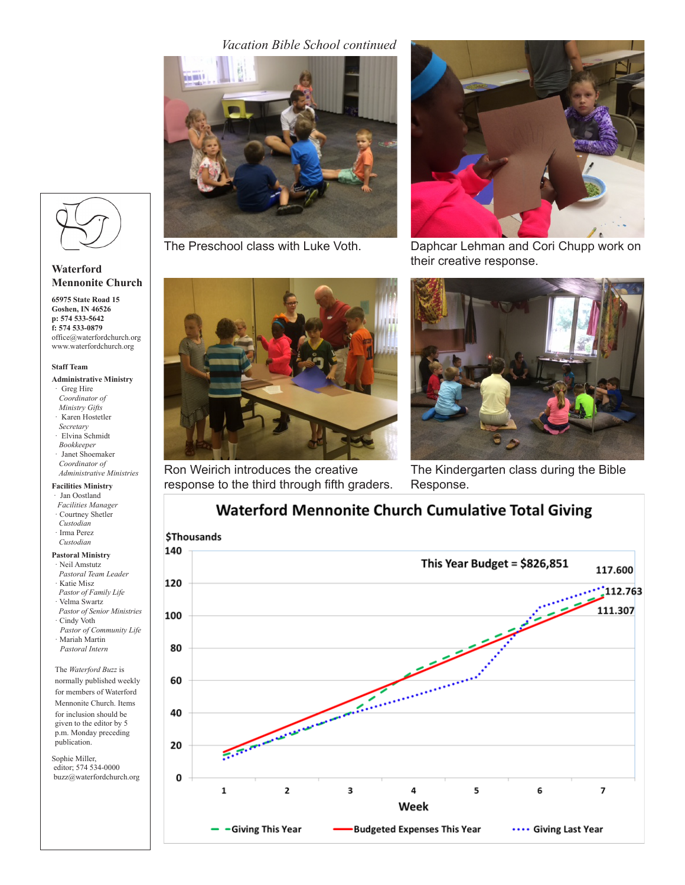*Vacation Bible School continued*

The Preschool class with Luke Voth.

Daphcar Lehman and Cori Chupp work on their creative response.

Ron Weirich introduces the creative response to the third through fifth graders.

The Kindergarten class during the Bible Response.

**Waterford Mennonite Church Cumulative Total Giving**

$Thousands

This Year Budget = $826,851

117.600

112.763

111.307

140
120
100
80
60
40
20
0

1 2 3 4 5 6 7

Week

Giving This Year — Budgeted Expenses This Year — Giving Last Year

**Waterford Mennonite Church**

**65975 State Road 15**
**Goshen, IN 46526**
**p: 574 533-5642**
**f: 574 533-0879**
office@waterfordchurch.org
www.waterfordchurch.org

**Staff Team**

**Administrative Ministry**
- Greg Hire
  *Coordinator of Ministry Gifts*
- Karen Hostetler
  *Secretary*
- Elvina Schmidt
  *Bookkeeper*
- Janet Shoemaker
  *Coordinator of Administrative Ministries*

**Facilities Ministry**
- Jan Oostland
  *Facilities Manager*
- Courtney Shetler
  *Custodian*
- Irma Perez
  *Custodian*

**Pastoral Ministry**
- Neil Amstutz
  *Pastoral Team Leader*
- Katie Misz
  *Pastor of Family Life*
- Velma Swartz
  *Pastor of Senior Ministries*
- Cindy Voth
  *Pastor of Community Life*
- Mariah Martin
  *Pastoral Intern*

The *Waterford Buzz* is normally published weekly for members of Waterford Mennonite Church. Items for inclusion should be given to the editor by 5 p.m. Monday preceding publication.

Sophie Miller,
editor; 574 534-0000
buzz@waterfordchurch.org